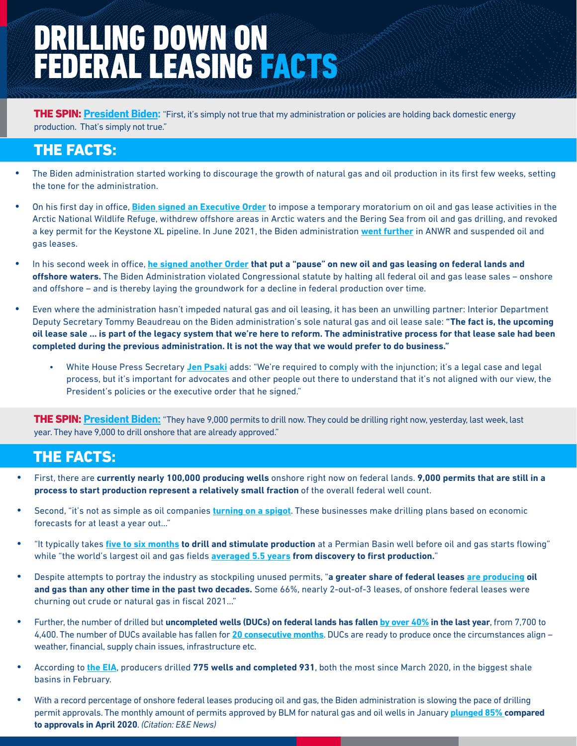# DRILLING DOWN ON FEDERAL LEASING FACTS

**THE SPIN:** **President Biden:** "First, it's simply not true that my administration or policies are holding back domestic energy production. That's simply not true."

## THE FACTS:

- The Biden administration started working to discourage the growth of natural gas and oil production in its first few weeks, setting the tone for the administration.
- On his first day in office, **Biden signed an Executive Order** to impose a temporary moratorium on oil and gas lease activities in the Arctic National Wildlife Refuge, withdrew offshore areas in Arctic waters and the Bering Sea from oil and gas drilling, and revoked a key permit for the Keystone XL pipeline. In June 2021, the Biden administration **went further** in ANWR and suspended oil and gas leases.
- In his second week in office, **he signed another Order that put a "pause" on new oil and gas leasing on federal lands and offshore waters.** The Biden Administration violated Congressional statute by halting all federal oil and gas lease sales – onshore and offshore – and is thereby laying the groundwork for a decline in federal production over time.
- Even where the administration hasn't impeded natural gas and oil leasing, it has been an unwilling partner: Interior Department Deputy Secretary Tommy Beaudreau on the Biden administration's sole natural gas and oil lease sale: **"The fact is, the upcoming oil lease sale … is part of the legacy system that we're here to reform. The administrative process for that lease sale had been completed during the previous administration. It is not the way that we would prefer to do business."**
  - White House Press Secretary **Jen Psaki** adds: "We're required to comply with the injunction; it's a legal case and legal process, but it's important for advocates and other people out there to understand that it's not aligned with our view, the President's policies or the executive order that he signed."

**THE SPIN:** **President Biden:** "They have 9,000 permits to drill now. They could be drilling right now, yesterday, last week, last year. They have 9,000 to drill onshore that are already approved."

## THE FACTS:

- First, there are **currently nearly 100,000 producing wells** onshore right now on federal lands. **9,000 permits that are still in a process to start production represent a relatively small fraction** of the overall federal well count.
- Second, "it's not as simple as oil companies **turning on a spigot**. These businesses make drilling plans based on economic forecasts for at least a year out…"
- "It typically takes **five to six months to drill and stimulate production** at a Permian Basin well before oil and gas starts flowing" while "the world's largest oil and gas fields **averaged 5.5 years from discovery to first production.**"
- Despite attempts to portray the industry as stockpiling unused permits, "**a greater share of federal leases are producing oil and gas than any other time in the past two decades.** Some 66%, nearly 2-out-of-3 leases, of onshore federal leases were churning out crude or natural gas in fiscal 2021…"
- Further, the number of drilled but **uncompleted wells (DUCs) on federal lands has fallen by over 40% in the last year**, from 7,700 to 4,400. The number of DUCs available has fallen for **20 consecutive months**. DUCs are ready to produce once the circumstances align – weather, financial, supply chain issues, infrastructure etc.
- According to **the EIA**, producers drilled **775 wells and completed 931**, both the most since March 2020, in the biggest shale basins in February.
- With a record percentage of onshore federal leases producing oil and gas, the Biden administration is slowing the pace of drilling permit approvals. The monthly amount of permits approved by BLM for natural gas and oil wells in January **plunged 85% compared to approvals in April 2020**. *(Citation: E&E News)*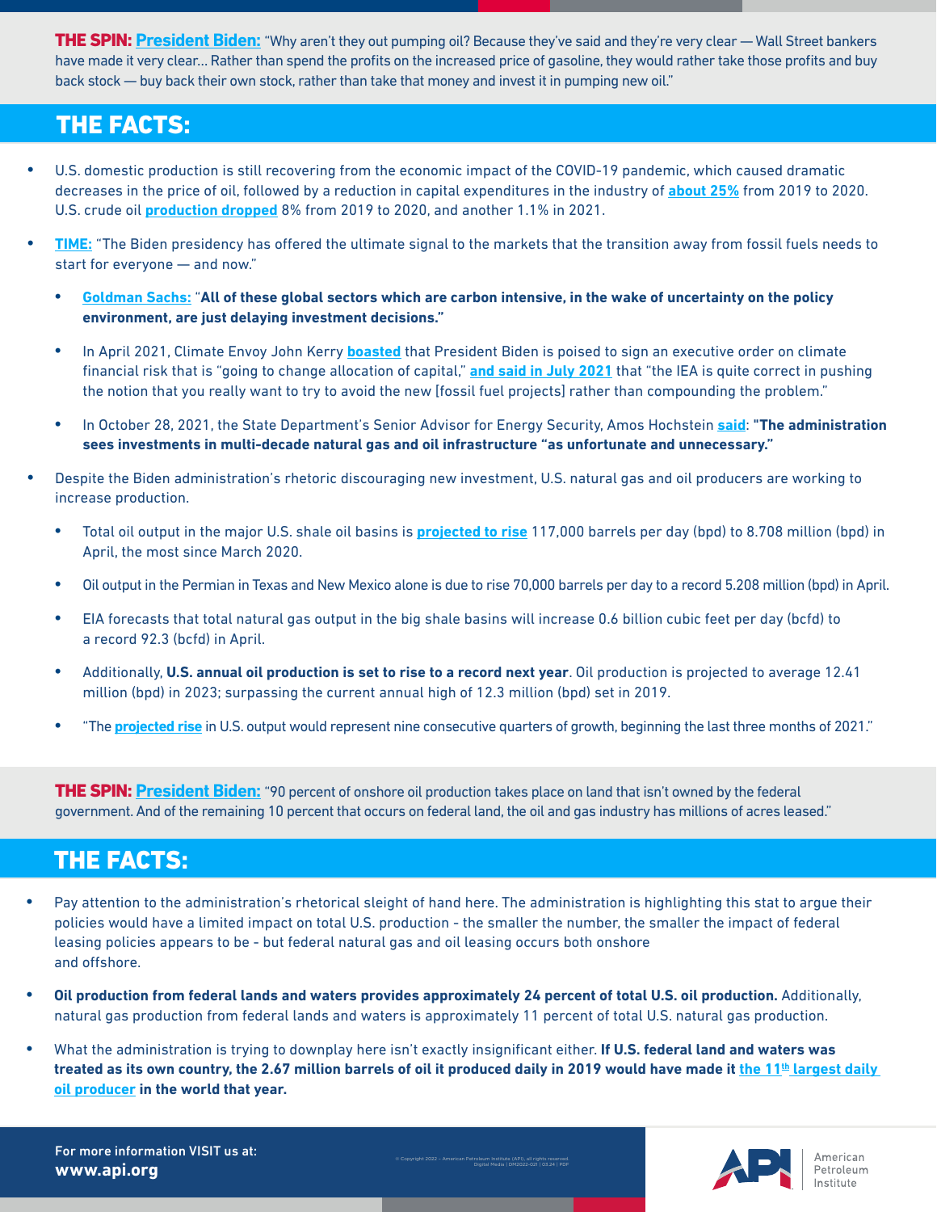**THE SPIN: President Biden:** "Why aren't they out pumping oil? Because they've said and they're very clear — Wall Street bankers have made it very clear... Rather than spend the profits on the increased price of gasoline, they would rather take those profits and buy back stock — buy back their own stock, rather than take that money and invest it in pumping new oil."

## THE FACTS:

- U.S. domestic production is still recovering from the economic impact of the COVID-19 pandemic, which caused dramatic decreases in the price of oil, followed by a reduction in capital expenditures in the industry of **about 25%** from 2019 to 2020. U.S. crude oil **production dropped** 8% from 2019 to 2020, and another 1.1% in 2021.
- **TIME:** "The Biden presidency has offered the ultimate signal to the markets that the transition away from fossil fuels needs to start for everyone — and now."
  - **Goldman Sachs:** "**All of these global sectors which are carbon intensive, in the wake of uncertainty on the policy environment, are just delaying investment decisions."**
  - In April 2021, Climate Envoy John Kerry **boasted** that President Biden is poised to sign an executive order on climate financial risk that is "going to change allocation of capital," **and said in July 2021** that "the IEA is quite correct in pushing the notion that you really want to try to avoid the new [fossil fuel projects] rather than compounding the problem."
  - In October 28, 2021, the State Department's Senior Advisor for Energy Security, Amos Hochstein **said**: **"The administration sees investments in multi-decade natural gas and oil infrastructure "as unfortunate and unnecessary."**
- Despite the Biden administration's rhetoric discouraging new investment, U.S. natural gas and oil producers are working to increase production.
  - Total oil output in the major U.S. shale oil basins is **projected to rise** 117,000 barrels per day (bpd) to 8.708 million (bpd) in April, the most since March 2020.
  - Oil output in the Permian in Texas and New Mexico alone is due to rise 70,000 barrels per day to a record 5.208 million (bpd) in April.
  - EIA forecasts that total natural gas output in the big shale basins will increase 0.6 billion cubic feet per day (bcfd) to a record 92.3 (bcfd) in April.
  - Additionally, **U.S. annual oil production is set to rise to a record next year**. Oil production is projected to average 12.41 million (bpd) in 2023; surpassing the current annual high of 12.3 million (bpd) set in 2019.
  - "The **projected rise** in U.S. output would represent nine consecutive quarters of growth, beginning the last three months of 2021."

**THE SPIN: President Biden:** "90 percent of onshore oil production takes place on land that isn't owned by the federal government. And of the remaining 10 percent that occurs on federal land, the oil and gas industry has millions of acres leased."

## THE FACTS:

- Pay attention to the administration's rhetorical sleight of hand here. The administration is highlighting this stat to argue their policies would have a limited impact on total U.S. production - the smaller the number, the smaller the impact of federal leasing policies appears to be - but federal natural gas and oil leasing occurs both onshore and offshore.
- **Oil production from federal lands and waters provides approximately 24 percent of total U.S. oil production.** Additionally, natural gas production from federal lands and waters is approximately 11 percent of total U.S. natural gas production.
- What the administration is trying to downplay here isn't exactly insignificant either. **If U.S. federal land and waters was treated as its own country, the 2.67 million barrels of oil it produced daily in 2019 would have made it the 11th largest daily oil producer in the world that year.**

For more information VISIT us at:
**www.api.org**

© Copyright 2022 – American Petroleum Institute (API), all rights reserved. Digital Media | DM2022-021 | 03.24 | PDF

American Petroleum Institute